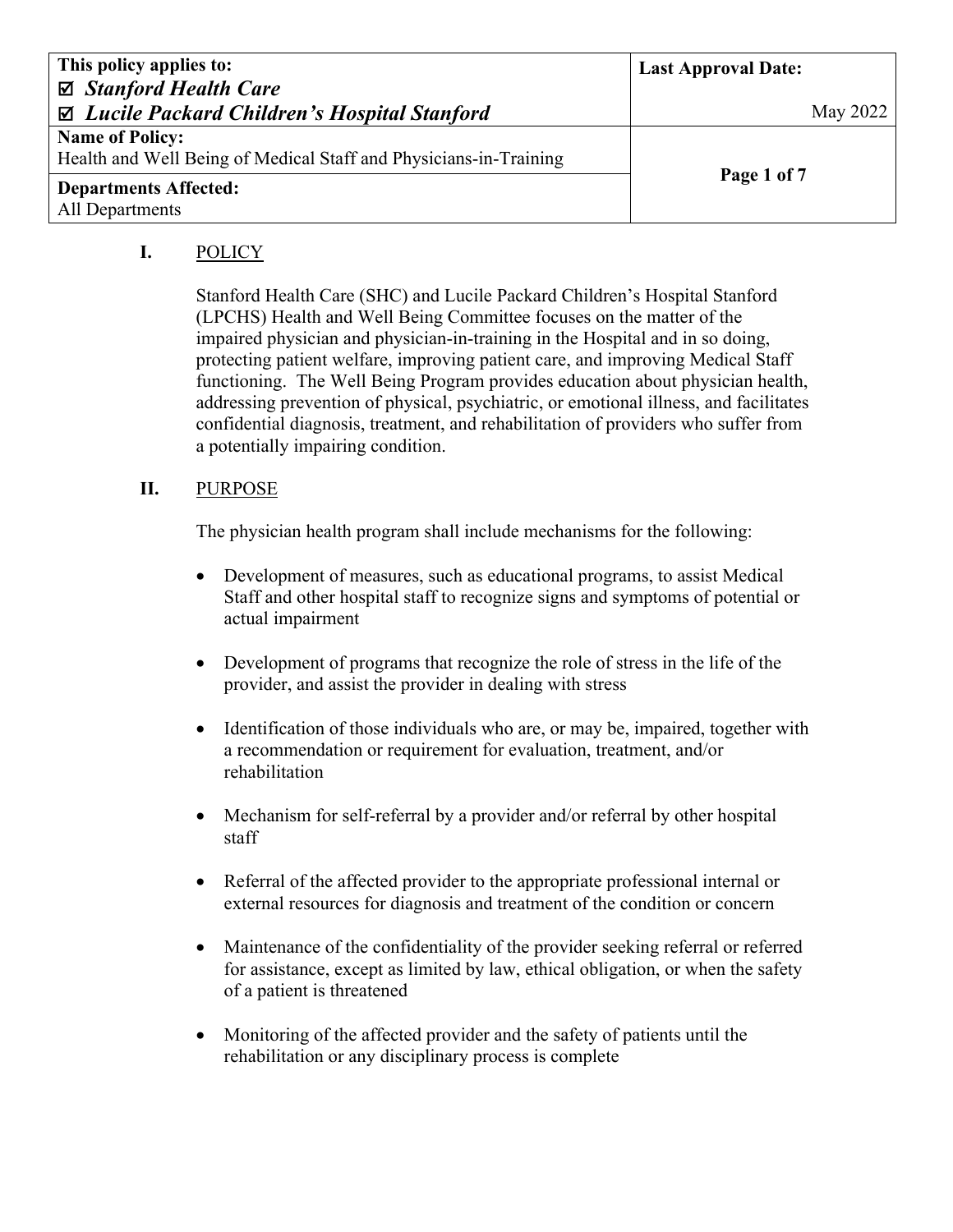| This policy applies to:<br>☑ ***Stanford Health Care***<br>☑ ***Lucile Packard Children's Hospital Stanford*** | **Last Approval Date:**<br>May 2022 |
|---|---|
| **Name of Policy:**<br>Health and Well Being of Medical Staff and Physicians-in-Training | |
| **Departments Affected:**<br>All Departments | |

## I. POLICY

Stanford Health Care (SHC) and Lucile Packard Children's Hospital Stanford (LPCHS) Health and Well Being Committee focuses on the matter of the impaired physician and physician-in-training in the Hospital and in so doing, protecting patient welfare, improving patient care, and improving Medical Staff functioning. The Well Being Program provides education about physician health, addressing prevention of physical, psychiatric, or emotional illness, and facilitates confidential diagnosis, treatment, and rehabilitation of providers who suffer from a potentially impairing condition.

## II. PURPOSE

The physician health program shall include mechanisms for the following:

- Development of measures, such as educational programs, to assist Medical Staff and other hospital staff to recognize signs and symptoms of potential or actual impairment
- Development of programs that recognize the role of stress in the life of the provider, and assist the provider in dealing with stress
- Identification of those individuals who are, or may be, impaired, together with a recommendation or requirement for evaluation, treatment, and/or rehabilitation
- Mechanism for self-referral by a provider and/or referral by other hospital staff
- Referral of the affected provider to the appropriate professional internal or external resources for diagnosis and treatment of the condition or concern
- Maintenance of the confidentiality of the provider seeking referral or referred for assistance, except as limited by law, ethical obligation, or when the safety of a patient is threatened
- Monitoring of the affected provider and the safety of patients until the rehabilitation or any disciplinary process is complete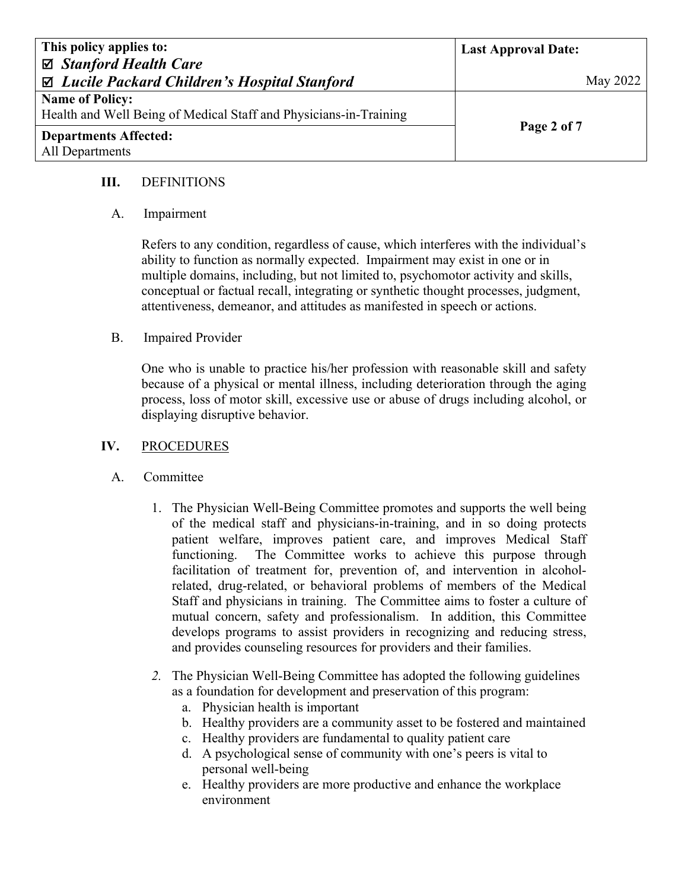## III. DEFINITIONS

### A. Impairment

Refers to any condition, regardless of cause, which interferes with the individual's ability to function as normally expected. Impairment may exist in one or in multiple domains, including, but not limited to, psychomotor activity and skills, conceptual or factual recall, integrating or synthetic thought processes, judgment, attentiveness, demeanor, and attitudes as manifested in speech or actions.

### B. Impaired Provider

One who is unable to practice his/her profession with reasonable skill and safety because of a physical or mental illness, including deterioration through the aging process, loss of motor skill, excessive use or abuse of drugs including alcohol, or displaying disruptive behavior.

## IV. PROCEDURES

### A. Committee

1. The Physician Well-Being Committee promotes and supports the well being of the medical staff and physicians-in-training, and in so doing protects patient welfare, improves patient care, and improves Medical Staff functioning. The Committee works to achieve this purpose through facilitation of treatment for, prevention of, and intervention in alcohol-related, drug-related, or behavioral problems of members of the Medical Staff and physicians in training. The Committee aims to foster a culture of mutual concern, safety and professionalism. In addition, this Committee develops programs to assist providers in recognizing and reducing stress, and provides counseling resources for providers and their families.

2. The Physician Well-Being Committee has adopted the following guidelines as a foundation for development and preservation of this program:
   a. Physician health is important
   b. Healthy providers are a community asset to be fostered and maintained
   c. Healthy providers are fundamental to quality patient care
   d. A psychological sense of community with one's peers is vital to personal well-being
   e. Healthy providers are more productive and enhance the workplace environment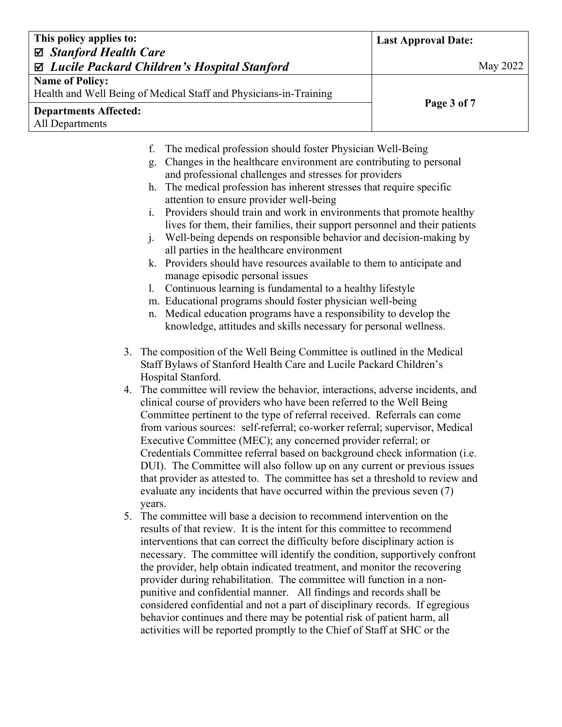f. The medical profession should foster Physician Well-Being
g. Changes in the healthcare environment are contributing to personal and professional challenges and stresses for providers
h. The medical profession has inherent stresses that require specific attention to ensure provider well-being
i. Providers should train and work in environments that promote healthy lives for them, their families, their support personnel and their patients
j. Well-being depends on responsible behavior and decision-making by all parties in the healthcare environment
k. Providers should have resources available to them to anticipate and manage episodic personal issues
l. Continuous learning is fundamental to a healthy lifestyle
m. Educational programs should foster physician well-being
n. Medical education programs have a responsibility to develop the knowledge, attitudes and skills necessary for personal wellness.

3. The composition of the Well Being Committee is outlined in the Medical Staff Bylaws of Stanford Health Care and Lucile Packard Children's Hospital Stanford.
4. The committee will review the behavior, interactions, adverse incidents, and clinical course of providers who have been referred to the Well Being Committee pertinent to the type of referral received. Referrals can come from various sources: self-referral; co-worker referral; supervisor, Medical Executive Committee (MEC); any concerned provider referral; or Credentials Committee referral based on background check information (i.e. DUI). The Committee will also follow up on any current or previous issues that provider as attested to. The committee has set a threshold to review and evaluate any incidents that have occurred within the previous seven (7) years.
5. The committee will base a decision to recommend intervention on the results of that review. It is the intent for this committee to recommend interventions that can correct the difficulty before disciplinary action is necessary. The committee will identify the condition, supportively confront the provider, help obtain indicated treatment, and monitor the recovering provider during rehabilitation. The committee will function in a non-punitive and confidential manner. All findings and records shall be considered confidential and not a part of disciplinary records. If egregious behavior continues and there may be potential risk of patient harm, all activities will be reported promptly to the Chief of Staff at SHC or the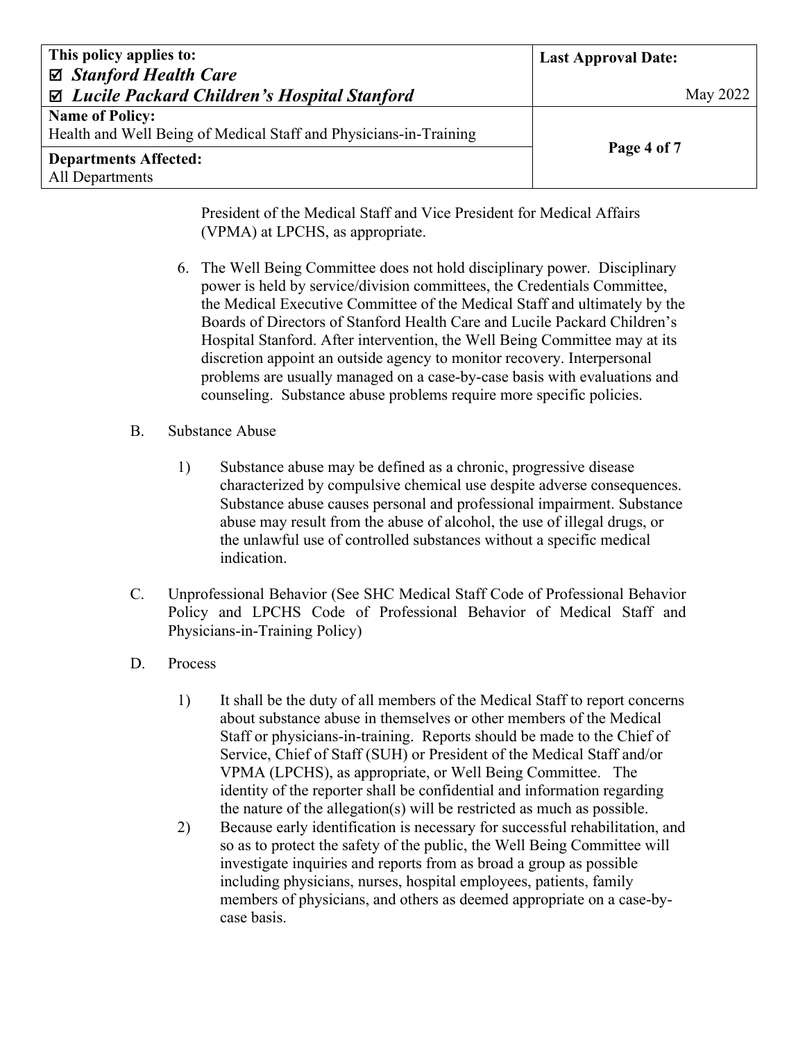President of the Medical Staff and Vice President for Medical Affairs (VPMA) at LPCHS, as appropriate.

6. The Well Being Committee does not hold disciplinary power. Disciplinary power is held by service/division committees, the Credentials Committee, the Medical Executive Committee of the Medical Staff and ultimately by the Boards of Directors of Stanford Health Care and Lucile Packard Children's Hospital Stanford. After intervention, the Well Being Committee may at its discretion appoint an outside agency to monitor recovery. Interpersonal problems are usually managed on a case-by-case basis with evaluations and counseling. Substance abuse problems require more specific policies.

B. Substance Abuse

1) Substance abuse may be defined as a chronic, progressive disease characterized by compulsive chemical use despite adverse consequences. Substance abuse causes personal and professional impairment. Substance abuse may result from the abuse of alcohol, the use of illegal drugs, or the unlawful use of controlled substances without a specific medical indication.

C. Unprofessional Behavior (See SHC Medical Staff Code of Professional Behavior Policy and LPCHS Code of Professional Behavior of Medical Staff and Physicians-in-Training Policy)

D. Process

1) It shall be the duty of all members of the Medical Staff to report concerns about substance abuse in themselves or other members of the Medical Staff or physicians-in-training. Reports should be made to the Chief of Service, Chief of Staff (SUH) or President of the Medical Staff and/or VPMA (LPCHS), as appropriate, or Well Being Committee. The identity of the reporter shall be confidential and information regarding the nature of the allegation(s) will be restricted as much as possible.
2) Because early identification is necessary for successful rehabilitation, and so as to protect the safety of the public, the Well Being Committee will investigate inquiries and reports from as broad a group as possible including physicians, nurses, hospital employees, patients, family members of physicians, and others as deemed appropriate on a case-by-case basis.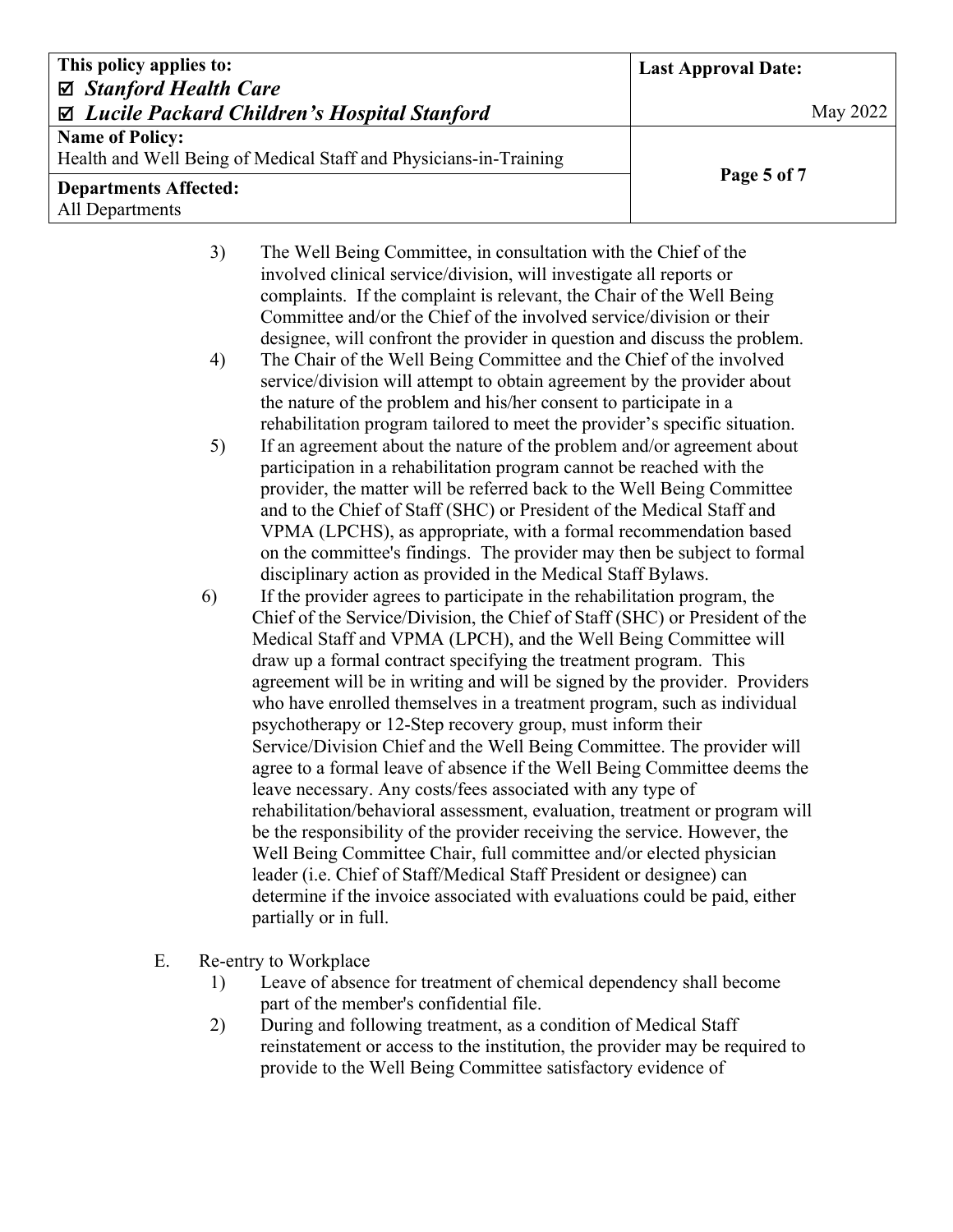3) The Well Being Committee, in consultation with the Chief of the involved clinical service/division, will investigate all reports or complaints. If the complaint is relevant, the Chair of the Well Being Committee and/or the Chief of the involved service/division or their designee, will confront the provider in question and discuss the problem.

4) The Chair of the Well Being Committee and the Chief of the involved service/division will attempt to obtain agreement by the provider about the nature of the problem and his/her consent to participate in a rehabilitation program tailored to meet the provider's specific situation.

5) If an agreement about the nature of the problem and/or agreement about participation in a rehabilitation program cannot be reached with the provider, the matter will be referred back to the Well Being Committee and to the Chief of Staff (SHC) or President of the Medical Staff and VPMA (LPCHS), as appropriate, with a formal recommendation based on the committee's findings. The provider may then be subject to formal disciplinary action as provided in the Medical Staff Bylaws.

6) If the provider agrees to participate in the rehabilitation program, the Chief of the Service/Division, the Chief of Staff (SHC) or President of the Medical Staff and VPMA (LPCH), and the Well Being Committee will draw up a formal contract specifying the treatment program. This agreement will be in writing and will be signed by the provider. Providers who have enrolled themselves in a treatment program, such as individual psychotherapy or 12-Step recovery group, must inform their Service/Division Chief and the Well Being Committee. The provider will agree to a formal leave of absence if the Well Being Committee deems the leave necessary. Any costs/fees associated with any type of rehabilitation/behavioral assessment, evaluation, treatment or program will be the responsibility of the provider receiving the service. However, the Well Being Committee Chair, full committee and/or elected physician leader (i.e. Chief of Staff/Medical Staff President or designee) can determine if the invoice associated with evaluations could be paid, either partially or in full.

E. Re-entry to Workplace

1) Leave of absence for treatment of chemical dependency shall become part of the member's confidential file.

2) During and following treatment, as a condition of Medical Staff reinstatement or access to the institution, the provider may be required to provide to the Well Being Committee satisfactory evidence of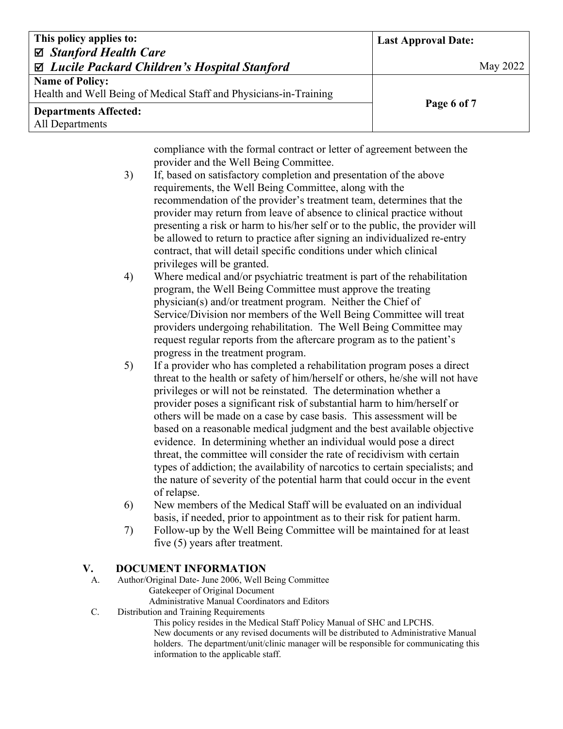compliance with the formal contract or letter of agreement between the provider and the Well Being Committee.

3) If, based on satisfactory completion and presentation of the above requirements, the Well Being Committee, along with the recommendation of the provider's treatment team, determines that the provider may return from leave of absence to clinical practice without presenting a risk or harm to his/her self or to the public, the provider will be allowed to return to practice after signing an individualized re-entry contract, that will detail specific conditions under which clinical privileges will be granted.

4) Where medical and/or psychiatric treatment is part of the rehabilitation program, the Well Being Committee must approve the treating physician(s) and/or treatment program. Neither the Chief of Service/Division nor members of the Well Being Committee will treat providers undergoing rehabilitation. The Well Being Committee may request regular reports from the aftercare program as to the patient's progress in the treatment program.

5) If a provider who has completed a rehabilitation program poses a direct threat to the health or safety of him/herself or others, he/she will not have privileges or will not be reinstated. The determination whether a provider poses a significant risk of substantial harm to him/herself or others will be made on a case by case basis. This assessment will be based on a reasonable medical judgment and the best available objective evidence. In determining whether an individual would pose a direct threat, the committee will consider the rate of recidivism with certain types of addiction; the availability of narcotics to certain specialists; and the nature of severity of the potential harm that could occur in the event of relapse.

6) New members of the Medical Staff will be evaluated on an individual basis, if needed, prior to appointment as to their risk for patient harm.

7) Follow-up by the Well Being Committee will be maintained for at least five (5) years after treatment.

## V. DOCUMENT INFORMATION

A. Author/Original Date- June 2006, Well Being Committee

Gatekeeper of Original Document

Administrative Manual Coordinators and Editors

C. Distribution and Training Requirements

This policy resides in the Medical Staff Policy Manual of SHC and LPCHS. New documents or any revised documents will be distributed to Administrative Manual holders. The department/unit/clinic manager will be responsible for communicating this information to the applicable staff.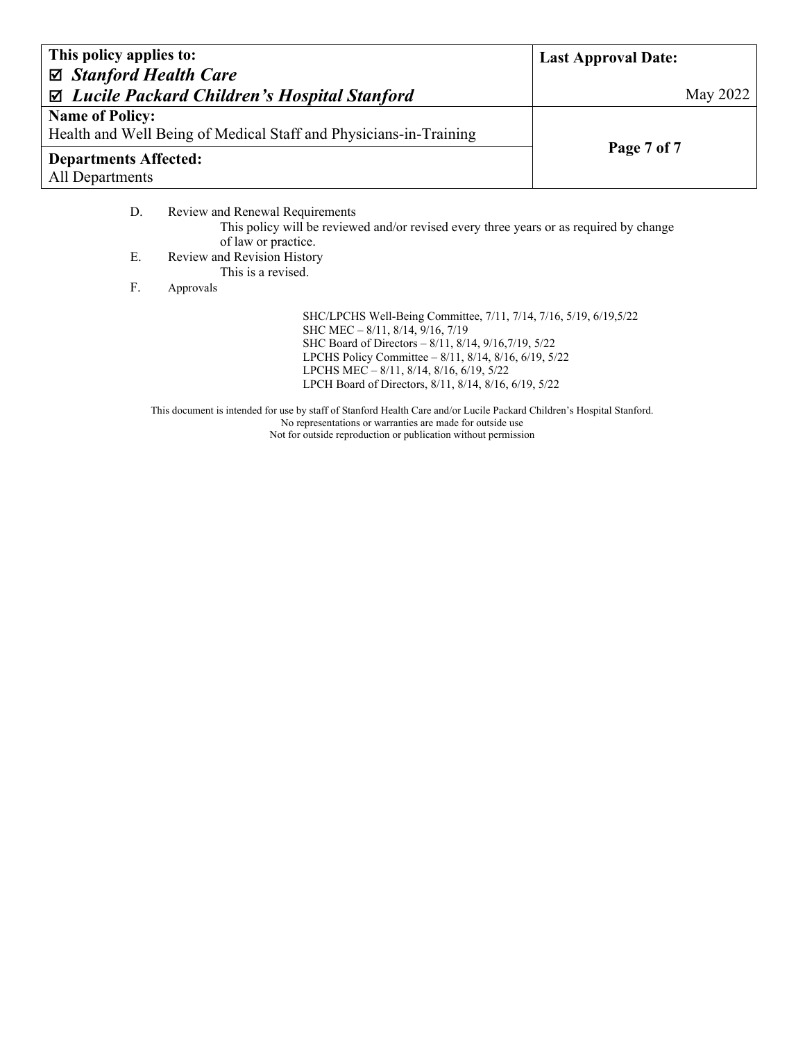D. Review and Renewal Requirements

This policy will be reviewed and/or revised every three years or as required by change of law or practice.

E. Review and Revision History

This is a revised.

F. Approvals

SHC/LPCHS Well-Being Committee, 7/11, 7/14, 7/16, 5/19, 6/19,5/22
SHC MEC – 8/11, 8/14, 9/16, 7/19
SHC Board of Directors – 8/11, 8/14, 9/16,7/19, 5/22
LPCHS Policy Committee – 8/11, 8/14, 8/16, 6/19, 5/22
LPCHS MEC – 8/11, 8/14, 8/16, 6/19, 5/22
LPCH Board of Directors, 8/11, 8/14, 8/16, 6/19, 5/22

This document is intended for use by staff of Stanford Health Care and/or Lucile Packard Children's Hospital Stanford.
No representations or warranties are made for outside use
Not for outside reproduction or publication without permission